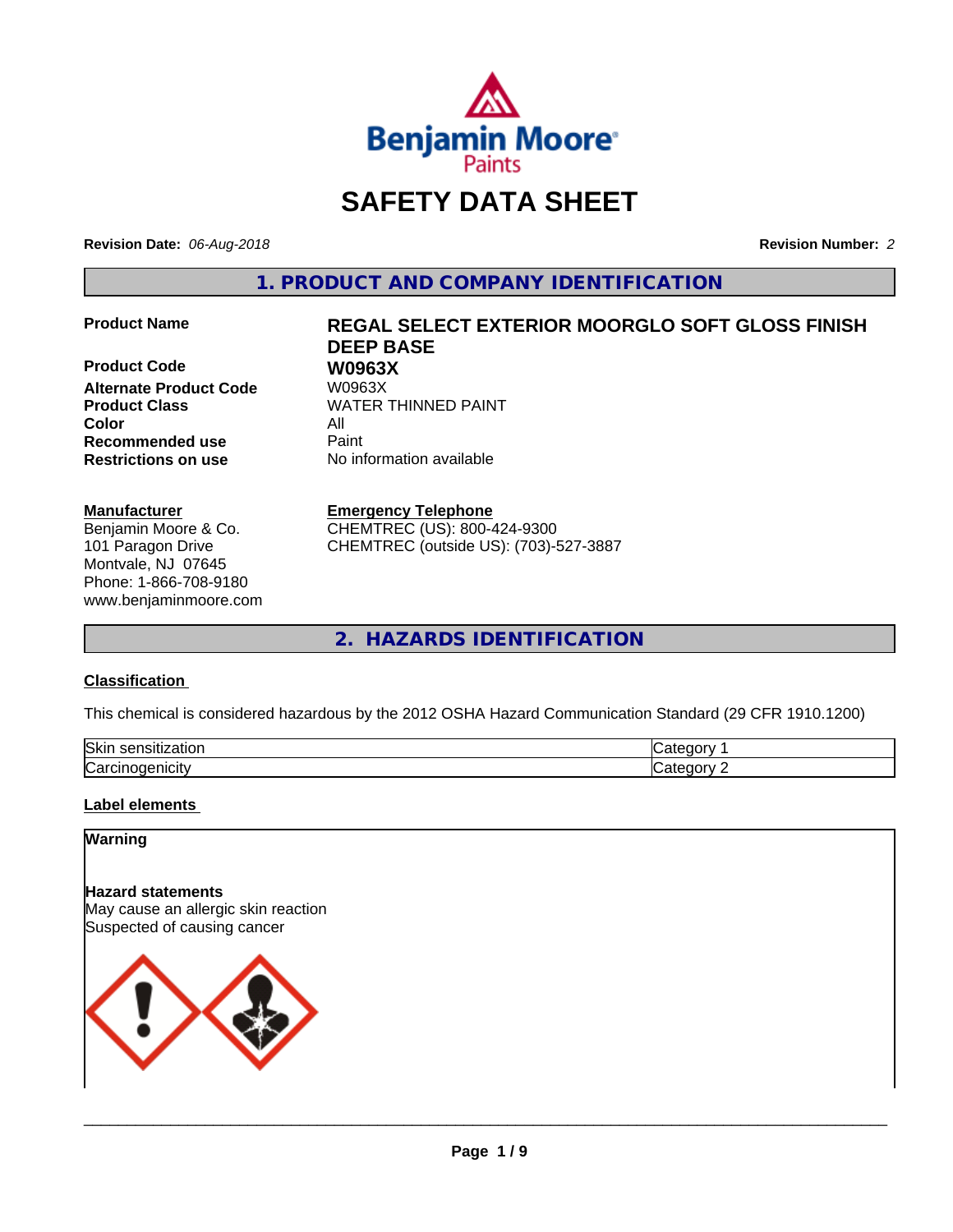# SAFETY DATA SHEET

**Revision Date:** *06-Aug-2018* **Revision Number:** *2*

## 1. PRODUCT AND COMPANY IDENTIFICATION

| | |
|---|---|
| **Product Name** | **REGAL SELECT EXTERIOR MOORGLO SOFT GLOSS FINISH DEEP BASE** |
| **Product Code** | **W0963X** |
| **Alternate Product Code** | W0963X |
| **Product Class** | WATER THINNED PAINT |
| **Color** | All |
| **Recommended use** | Paint |
| **Restrictions on use** | No information available |

**Manufacturer**
Benjamin Moore & Co.
101 Paragon Drive
Montvale, NJ 07645
Phone: 1-866-708-9180
www.benjaminmoore.com

**Emergency Telephone**
CHEMTREC (US): 800-424-9300
CHEMTREC (outside US): (703)-527-3887

## 2. HAZARDS IDENTIFICATION

**Classification**

This chemical is considered hazardous by the 2012 OSHA Hazard Communication Standard (29 CFR 1910.1200)

| | |
|---|---|
| Skin sensitization | Category 1 |
| Carcinogenicity | Category 2 |

**Label elements**

**Warning**

**Hazard statements**
May cause an allergic skin reaction
Suspected of causing cancer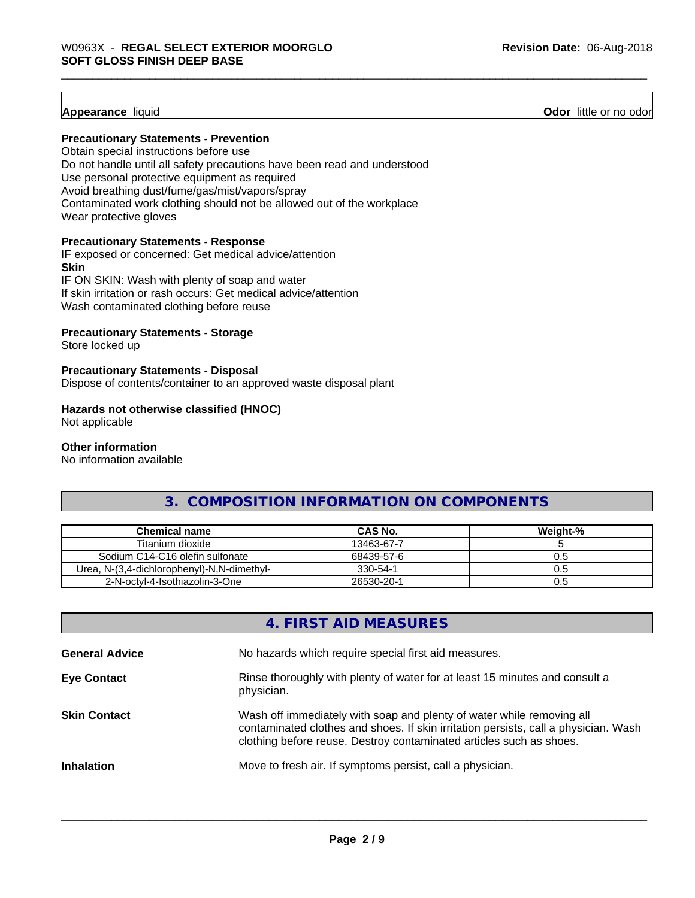**Appearance** liquid **Odor** little or no odor

**Precautionary Statements - Prevention**

Obtain special instructions before use
Do not handle until all safety precautions have been read and understood
Use personal protective equipment as required
Avoid breathing dust/fume/gas/mist/vapors/spray
Contaminated work clothing should not be allowed out of the workplace
Wear protective gloves

**Precautionary Statements - Response**

IF exposed or concerned: Get medical advice/attention

**Skin**

IF ON SKIN: Wash with plenty of soap and water
If skin irritation or rash occurs: Get medical advice/attention
Wash contaminated clothing before reuse

**Precautionary Statements - Storage**

Store locked up

**Precautionary Statements - Disposal**

Dispose of contents/container to an approved waste disposal plant

**Hazards not otherwise classified (HNOC)**

Not applicable

**Other information**

No information available

## 3. COMPOSITION INFORMATION ON COMPONENTS

| Chemical name | CAS No. | Weight-% |
|---|---|---|
| Titanium dioxide | 13463-67-7 | 5 |
| Sodium C14-C16 olefin sulfonate | 68439-57-6 | 0.5 |
| Urea, N-(3,4-dichlorophenyl)-N,N-dimethyl- | 330-54-1 | 0.5 |
| 2-N-octyl-4-Isothiazolin-3-One | 26530-20-1 | 0.5 |

## 4. FIRST AID MEASURES

**General Advice** No hazards which require special first aid measures.

**Eye Contact** Rinse thoroughly with plenty of water for at least 15 minutes and consult a physician.

**Skin Contact** Wash off immediately with soap and plenty of water while removing all contaminated clothes and shoes. If skin irritation persists, call a physician. Wash clothing before reuse. Destroy contaminated articles such as shoes.

**Inhalation** Move to fresh air. If symptoms persist, call a physician.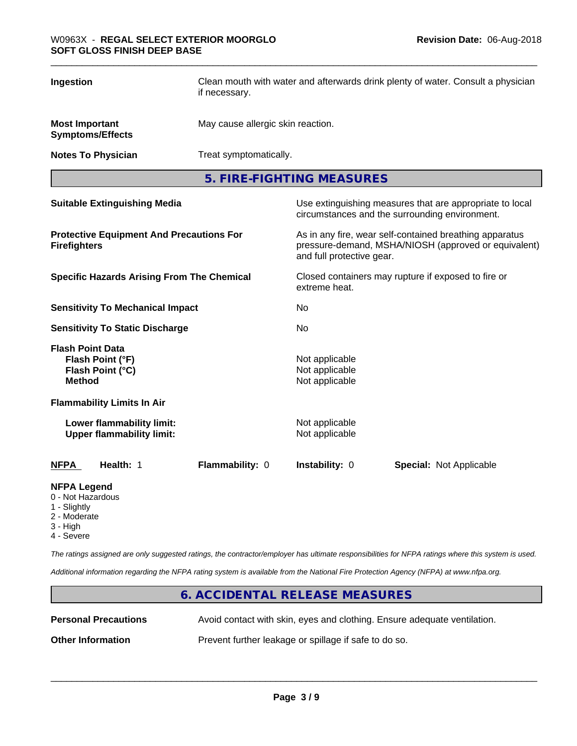| | |
|---|---|
| **Ingestion** | Clean mouth with water and afterwards drink plenty of water. Consult a physician if necessary. |
| **Most Important Symptoms/Effects** | May cause allergic skin reaction. |
| **Notes To Physician** | Treat symptomatically. |

## 5. FIRE-FIGHTING MEASURES

| | |
|---|---|
| **Suitable Extinguishing Media** | Use extinguishing measures that are appropriate to local circumstances and the surrounding environment. |
| **Protective Equipment And Precautions For Firefighters** | As in any fire, wear self-contained breathing apparatus pressure-demand, MSHA/NIOSH (approved or equivalent) and full protective gear. |
| **Specific Hazards Arising From The Chemical** | Closed containers may rupture if exposed to fire or extreme heat. |
| **Sensitivity To Mechanical Impact** | No |
| **Sensitivity To Static Discharge** | No |
| **Flash Point Data** | |
| **Flash Point (°F)** | Not applicable |
| **Flash Point (°C)** | Not applicable |
| **Method** | Not applicable |
| **Flammability Limits In Air** | |
| **Lower flammability limit:** | Not applicable |
| **Upper flammability limit:** | Not applicable |

| **NFPA** | **Health:** 1 | **Flammability:** 0 | **Instability:** 0 | **Special:** Not Applicable |
|---|---|---|---|---|

**NFPA Legend**
- 0 - Not Hazardous
- 1 - Slightly
- 2 - Moderate
- 3 - High
- 4 - Severe

*The ratings assigned are only suggested ratings, the contractor/employer has ultimate responsibilities for NFPA ratings where this system is used.*

*Additional information regarding the NFPA rating system is available from the National Fire Protection Agency (NFPA) at www.nfpa.org.*

## 6. ACCIDENTAL RELEASE MEASURES

| | |
|---|---|
| **Personal Precautions** | Avoid contact with skin, eyes and clothing. Ensure adequate ventilation. |
| **Other Information** | Prevent further leakage or spillage if safe to do so. |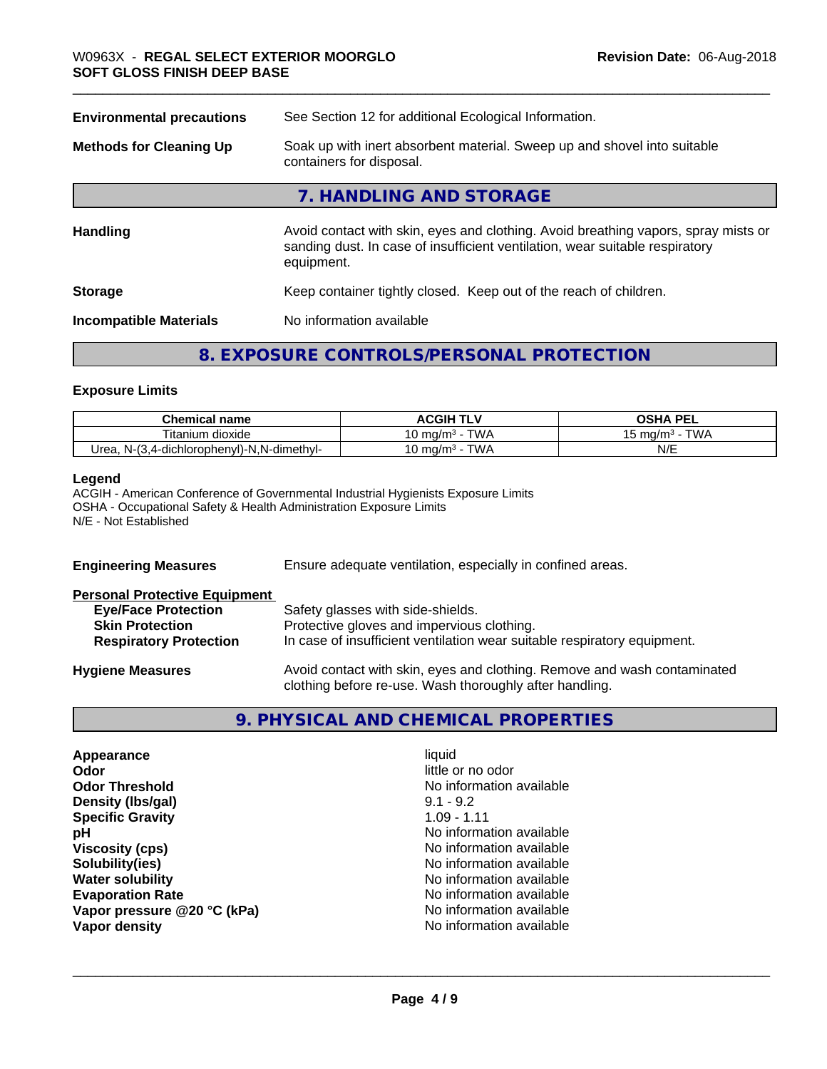| | |
|---|---|
| **Environmental precautions** | See Section 12 for additional Ecological Information. |
| **Methods for Cleaning Up** | Soak up with inert absorbent material. Sweep up and shovel into suitable containers for disposal. |

## 7. HANDLING AND STORAGE

| | |
|---|---|
| **Handling** | Avoid contact with skin, eyes and clothing. Avoid breathing vapors, spray mists or sanding dust. In case of insufficient ventilation, wear suitable respiratory equipment. |
| **Storage** | Keep container tightly closed. Keep out of the reach of children. |
| **Incompatible Materials** | No information available |

## 8. EXPOSURE CONTROLS/PERSONAL PROTECTION

### Exposure Limits

| Chemical name | ACGIH TLV | OSHA PEL |
|---|---|---|
| Titanium dioxide | 10 mg/m³ - TWA | 15 mg/m³ - TWA |
| Urea, N-(3,4-dichlorophenyl)-N,N-dimethyl- | 10 mg/m³ - TWA | N/E |

**Legend**
ACGIH - American Conference of Governmental Industrial Hygienists Exposure Limits
OSHA - Occupational Safety & Health Administration Exposure Limits
N/E - Not Established

**Engineering Measures** Ensure adequate ventilation, especially in confined areas.

**Personal Protective Equipment**

| | |
|---|---|
| **Eye/Face Protection** | Safety glasses with side-shields. |
| **Skin Protection** | Protective gloves and impervious clothing. |
| **Respiratory Protection** | In case of insufficient ventilation wear suitable respiratory equipment. |

**Hygiene Measures** Avoid contact with skin, eyes and clothing. Remove and wash contaminated clothing before re-use. Wash thoroughly after handling.

## 9. PHYSICAL AND CHEMICAL PROPERTIES

| | |
|---|---|
| **Appearance** | liquid |
| **Odor** | little or no odor |
| **Odor Threshold** | No information available |
| **Density (lbs/gal)** | 9.1 - 9.2 |
| **Specific Gravity** | 1.09 - 1.11 |
| **pH** | No information available |
| **Viscosity (cps)** | No information available |
| **Solubility(ies)** | No information available |
| **Water solubility** | No information available |
| **Evaporation Rate** | No information available |
| **Vapor pressure @20 °C (kPa)** | No information available |
| **Vapor density** | No information available |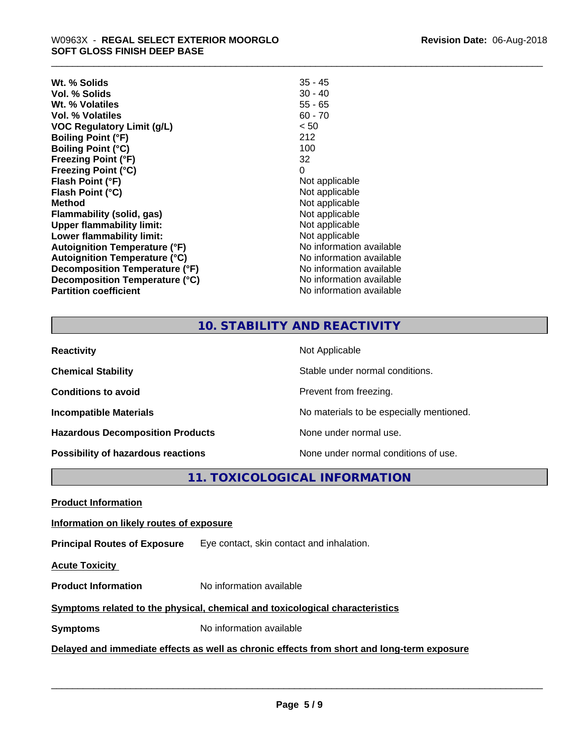| | |
|---|---|
| **Wt. % Solids** | 35 - 45 |
| **Vol. % Solids** | 30 - 40 |
| **Wt. % Volatiles** | 55 - 65 |
| **Vol. % Volatiles** | 60 - 70 |
| **VOC Regulatory Limit (g/L)** | < 50 |
| **Boiling Point (°F)** | 212 |
| **Boiling Point (°C)** | 100 |
| **Freezing Point (°F)** | 32 |
| **Freezing Point (°C)** | 0 |
| **Flash Point (°F)** | Not applicable |
| **Flash Point (°C)** | Not applicable |
| **Method** | Not applicable |
| **Flammability (solid, gas)** | Not applicable |
| **Upper flammability limit:** | Not applicable |
| **Lower flammability limit:** | Not applicable |
| **Autoignition Temperature (°F)** | No information available |
| **Autoignition Temperature (°C)** | No information available |
| **Decomposition Temperature (°F)** | No information available |
| **Decomposition Temperature (°C)** | No information available |
| **Partition coefficient** | No information available |

## 10. STABILITY AND REACTIVITY

| | |
|---|---|
| **Reactivity** | Not Applicable |
| **Chemical Stability** | Stable under normal conditions. |
| **Conditions to avoid** | Prevent from freezing. |
| **Incompatible Materials** | No materials to be especially mentioned. |
| **Hazardous Decomposition Products** | None under normal use. |
| **Possibility of hazardous reactions** | None under normal conditions of use. |

## 11. TOXICOLOGICAL INFORMATION

**Product Information**

**Information on likely routes of exposure**

**Principal Routes of Exposure** Eye contact, skin contact and inhalation.

**Acute Toxicity**

**Product Information** No information available

**Symptoms related to the physical, chemical and toxicological characteristics**

**Symptoms** No information available

**Delayed and immediate effects as well as chronic effects from short and long-term exposure**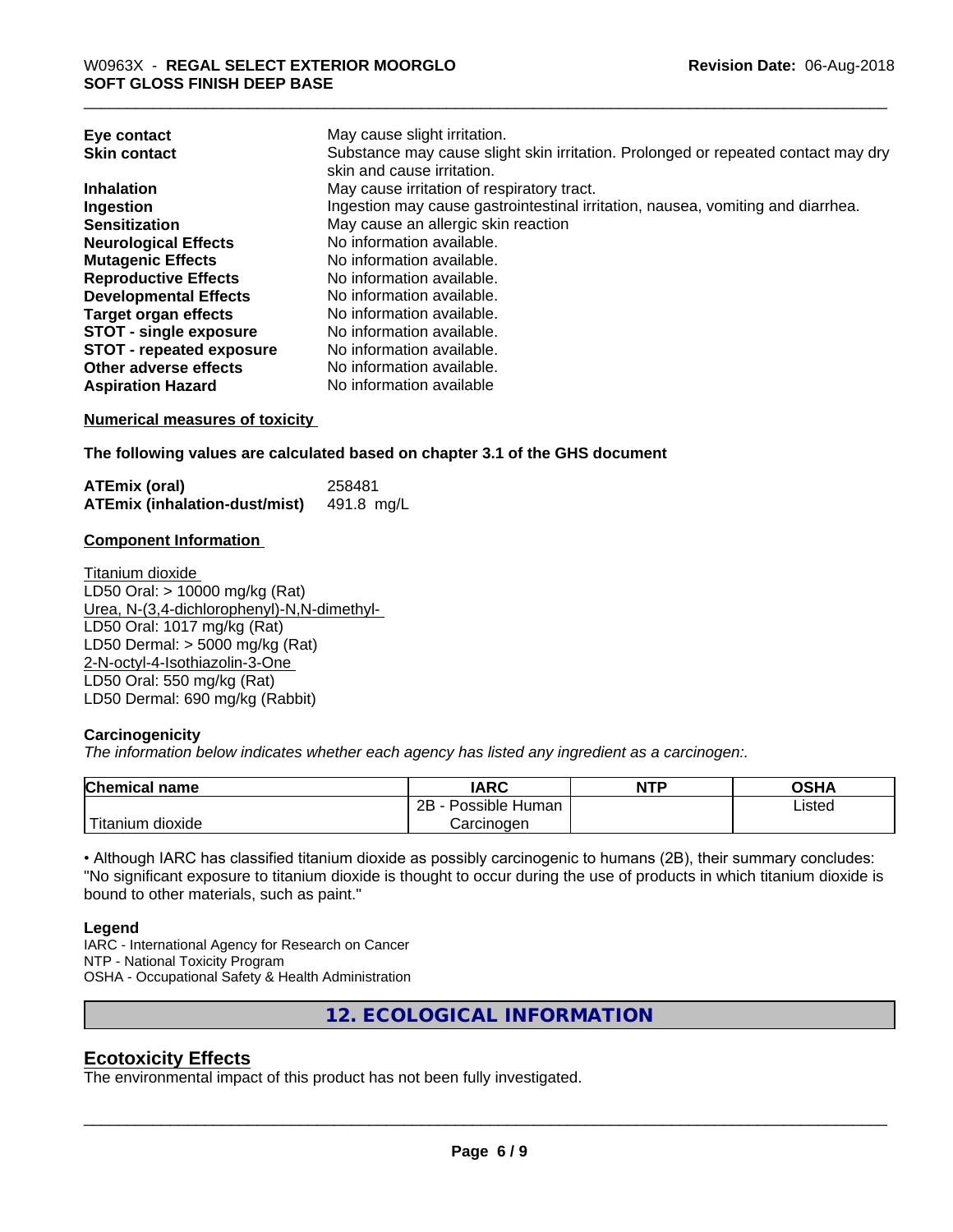| | |
|---|---|
| **Eye contact** | May cause slight irritation. |
| **Skin contact** | Substance may cause slight skin irritation. Prolonged or repeated contact may dry skin and cause irritation. |
| **Inhalation** | May cause irritation of respiratory tract. |
| **Ingestion** | Ingestion may cause gastrointestinal irritation, nausea, vomiting and diarrhea. |
| **Sensitization** | May cause an allergic skin reaction |
| **Neurological Effects** | No information available. |
| **Mutagenic Effects** | No information available. |
| **Reproductive Effects** | No information available. |
| **Developmental Effects** | No information available. |
| **Target organ effects** | No information available. |
| **STOT - single exposure** | No information available. |
| **STOT - repeated exposure** | No information available. |
| **Other adverse effects** | No information available. |
| **Aspiration Hazard** | No information available |

**Numerical measures of toxicity**

**The following values are calculated based on chapter 3.1 of the GHS document**

| | |
|---|---|
| **ATEmix (oral)** | 258481 |
| **ATEmix (inhalation-dust/mist)** | 491.8 mg/L |

**Component Information**

Titanium dioxide
LD50 Oral: > 10000 mg/kg (Rat)
Urea, N-(3,4-dichlorophenyl)-N,N-dimethyl-
LD50 Oral: 1017 mg/kg (Rat)
LD50 Dermal: > 5000 mg/kg (Rat)
2-N-octyl-4-Isothiazolin-3-One
LD50 Oral: 550 mg/kg (Rat)
LD50 Dermal: 690 mg/kg (Rabbit)

**Carcinogenicity**

*The information below indicates whether each agency has listed any ingredient as a carcinogen:.*

| Chemical name | IARC | NTP | OSHA |
|---|---|---|---|
| Titanium dioxide | 2B - Possible Human Carcinogen | | Listed |

• Although IARC has classified titanium dioxide as possibly carcinogenic to humans (2B), their summary concludes: "No significant exposure to titanium dioxide is thought to occur during the use of products in which titanium dioxide is bound to other materials, such as paint."

**Legend**

IARC - International Agency for Research on Cancer
NTP - National Toxicity Program
OSHA - Occupational Safety & Health Administration

## 12. ECOLOGICAL INFORMATION

### Ecotoxicity Effects

The environmental impact of this product has not been fully investigated.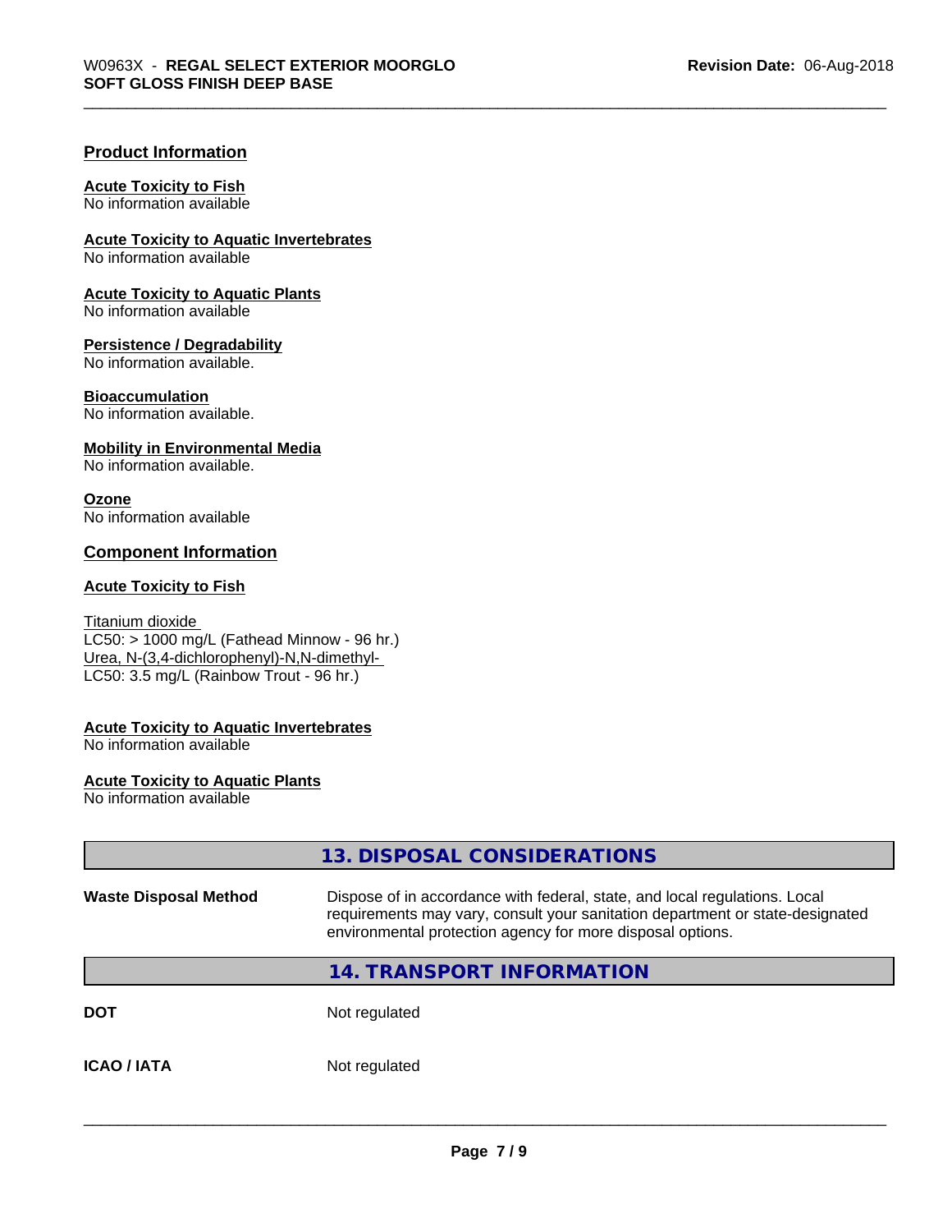## Product Information

**Acute Toxicity to Fish**
No information available

**Acute Toxicity to Aquatic Invertebrates**
No information available

**Acute Toxicity to Aquatic Plants**
No information available

**Persistence / Degradability**
No information available.

**Bioaccumulation**
No information available.

**Mobility in Environmental Media**
No information available.

**Ozone**
No information available

## Component Information

**Acute Toxicity to Fish**

Titanium dioxide
LC50: > 1000 mg/L (Fathead Minnow - 96 hr.)
Urea, N-(3,4-dichlorophenyl)-N,N-dimethyl-
LC50: 3.5 mg/L (Rainbow Trout - 96 hr.)

**Acute Toxicity to Aquatic Invertebrates**
No information available

**Acute Toxicity to Aquatic Plants**
No information available

## 13. DISPOSAL CONSIDERATIONS

| | |
|---|---|
| **Waste Disposal Method** | Dispose of in accordance with federal, state, and local regulations. Local requirements may vary, consult your sanitation department or state-designated environmental protection agency for more disposal options. |

## 14. TRANSPORT INFORMATION

| | |
|---|---|
| **DOT** | Not regulated |
| **ICAO / IATA** | Not regulated |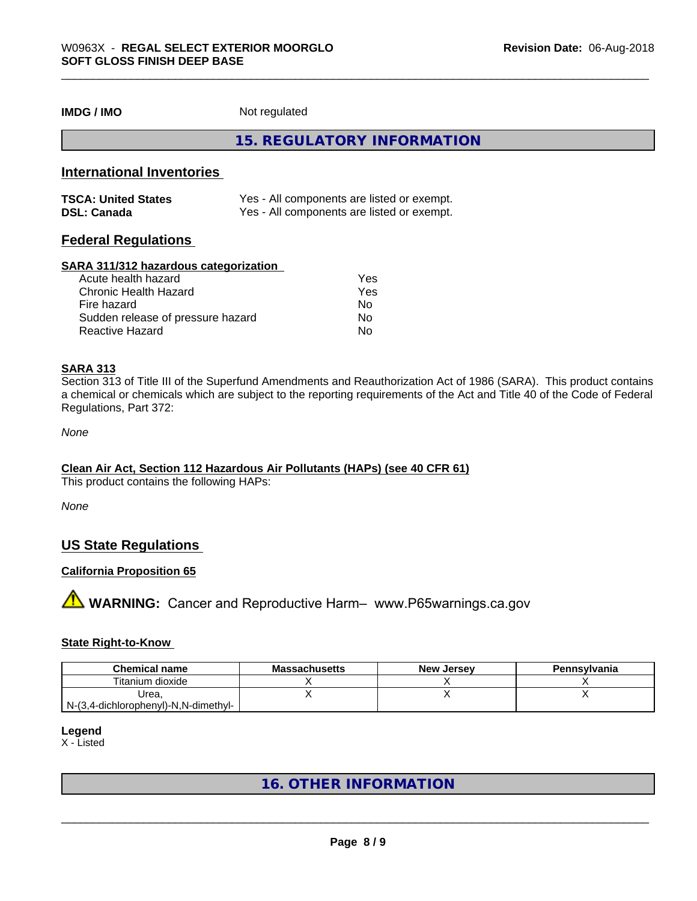**IMDG / IMO** Not regulated

## 15. REGULATORY INFORMATION

### International Inventories

| | |
|---|---|
| **TSCA: United States** | Yes - All components are listed or exempt. |
| **DSL: Canada** | Yes - All components are listed or exempt. |

### Federal Regulations

**SARA 311/312 hazardous categorization**

| | |
|---|---|
| Acute health hazard | Yes |
| Chronic Health Hazard | Yes |
| Fire hazard | No |
| Sudden release of pressure hazard | No |
| Reactive Hazard | No |

**SARA 313**

Section 313 of Title III of the Superfund Amendments and Reauthorization Act of 1986 (SARA). This product contains a chemical or chemicals which are subject to the reporting requirements of the Act and Title 40 of the Code of Federal Regulations, Part 372:

*None*

**Clean Air Act, Section 112 Hazardous Air Pollutants (HAPs) (see 40 CFR 61)**

This product contains the following HAPs:

*None*

### US State Regulations

**California Proposition 65**

⚠ **WARNING:** Cancer and Reproductive Harm– www.P65warnings.ca.gov

**State Right-to-Know**

| Chemical name | Massachusetts | New Jersey | Pennsylvania |
|---|---|---|---|
| Titanium dioxide | X | X | X |
| Urea, N-(3,4-dichlorophenyl)-N,N-dimethyl- | X | X | X |

**Legend**

X - Listed

## 16. OTHER INFORMATION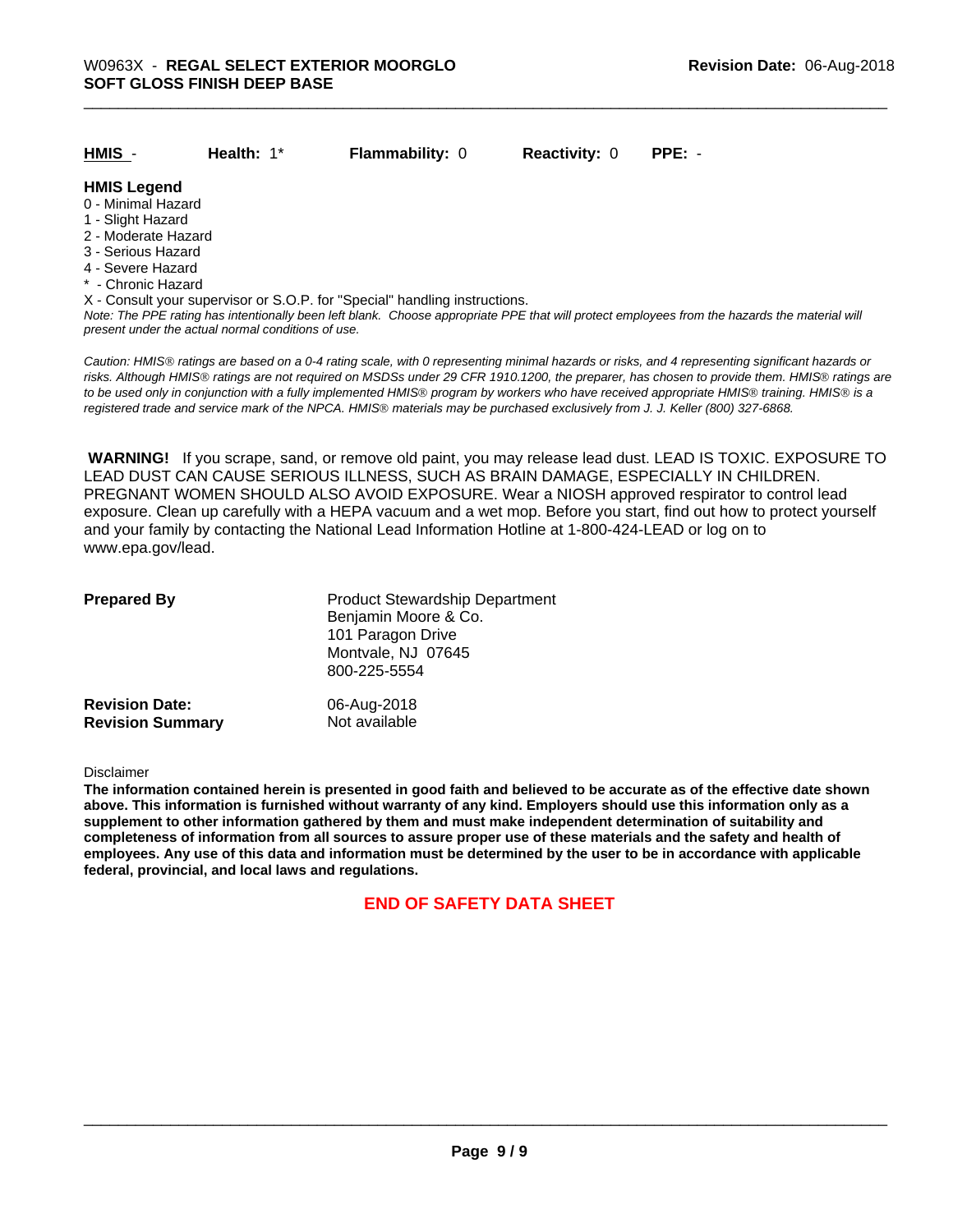| HMIS - | Health: 1* | Flammability: 0 | Reactivity: 0 | PPE: - |
|---|---|---|---|---|

**HMIS Legend**

0 - Minimal Hazard
1 - Slight Hazard
2 - Moderate Hazard
3 - Serious Hazard
4 - Severe Hazard
* - Chronic Hazard
X - Consult your supervisor or S.O.P. for "Special" handling instructions.

*Note: The PPE rating has intentionally been left blank. Choose appropriate PPE that will protect employees from the hazards the material will present under the actual normal conditions of use.*

*Caution: HMIS® ratings are based on a 0-4 rating scale, with 0 representing minimal hazards or risks, and 4 representing significant hazards or risks. Although HMIS® ratings are not required on MSDSs under 29 CFR 1910.1200, the preparer, has chosen to provide them. HMIS® ratings are to be used only in conjunction with a fully implemented HMIS® program by workers who have received appropriate HMIS® training. HMIS® is a registered trade and service mark of the NPCA. HMIS® materials may be purchased exclusively from J. J. Keller (800) 327-6868.*

**WARNING!** If you scrape, sand, or remove old paint, you may release lead dust. LEAD IS TOXIC. EXPOSURE TO LEAD DUST CAN CAUSE SERIOUS ILLNESS, SUCH AS BRAIN DAMAGE, ESPECIALLY IN CHILDREN. PREGNANT WOMEN SHOULD ALSO AVOID EXPOSURE. Wear a NIOSH approved respirator to control lead exposure. Clean up carefully with a HEPA vacuum and a wet mop. Before you start, find out how to protect yourself and your family by contacting the National Lead Information Hotline at 1-800-424-LEAD or log on to www.epa.gov/lead.

**Prepared By**
Product Stewardship Department
Benjamin Moore & Co.
101 Paragon Drive
Montvale, NJ 07645
800-225-5554

**Revision Date:** 06-Aug-2018
**Revision Summary** Not available

Disclaimer

**The information contained herein is presented in good faith and believed to be accurate as of the effective date shown above. This information is furnished without warranty of any kind. Employers should use this information only as a supplement to other information gathered by them and must make independent determination of suitability and completeness of information from all sources to assure proper use of these materials and the safety and health of employees. Any use of this data and information must be determined by the user to be in accordance with applicable federal, provincial, and local laws and regulations.**

**END OF SAFETY DATA SHEET**